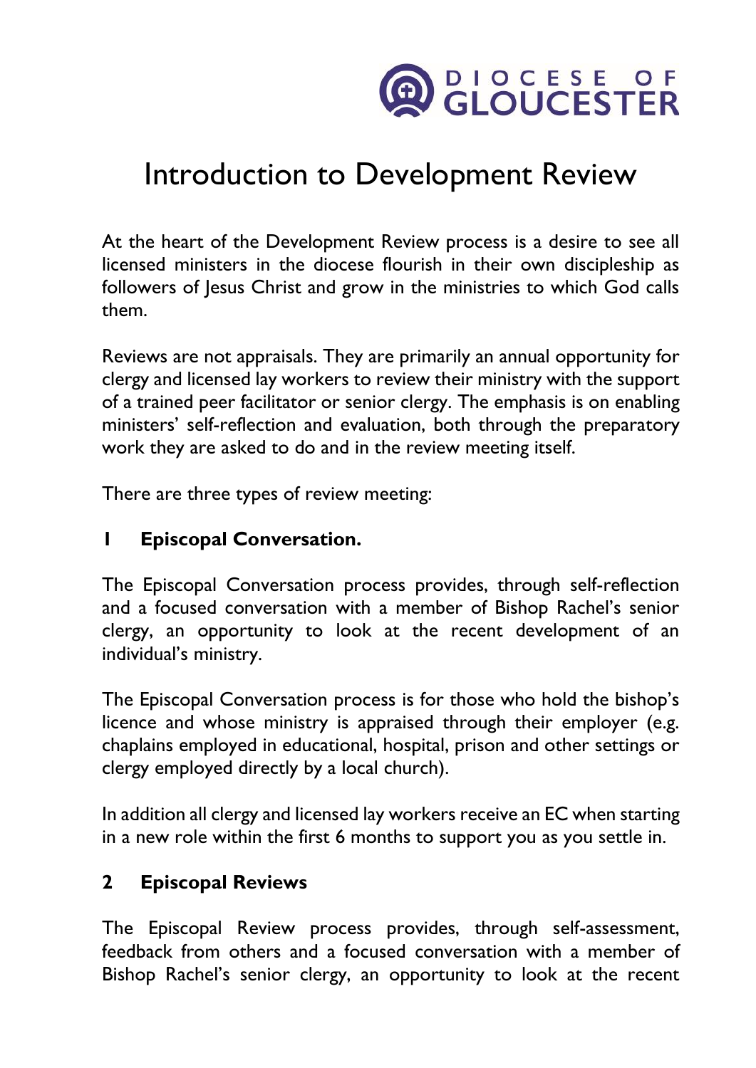DIOCESE OF GLOUCESTER

# Introduction to Development Review

At the heart of the Development Review process is a desire to see all licensed ministers in the diocese flourish in their own discipleship as followers of Jesus Christ and grow in the ministries to which God calls them.

Reviews are not appraisals. They are primarily an annual opportunity for clergy and licensed lay workers to review their ministry with the support of a trained peer facilitator or senior clergy. The emphasis is on enabling ministers' self-reflection and evaluation, both through the preparatory work they are asked to do and in the review meeting itself.

There are three types of review meeting:

## 1 Episcopal Conversation.

The Episcopal Conversation process provides, through self-reflection and a focused conversation with a member of Bishop Rachel's senior clergy, an opportunity to look at the recent development of an individual's ministry.

The Episcopal Conversation process is for those who hold the bishop's licence and whose ministry is appraised through their employer (e.g. chaplains employed in educational, hospital, prison and other settings or clergy employed directly by a local church).

In addition all clergy and licensed lay workers receive an EC when starting in a new role within the first 6 months to support you as you settle in.

## 2 Episcopal Reviews

The Episcopal Review process provides, through self-assessment, feedback from others and a focused conversation with a member of Bishop Rachel's senior clergy, an opportunity to look at the recent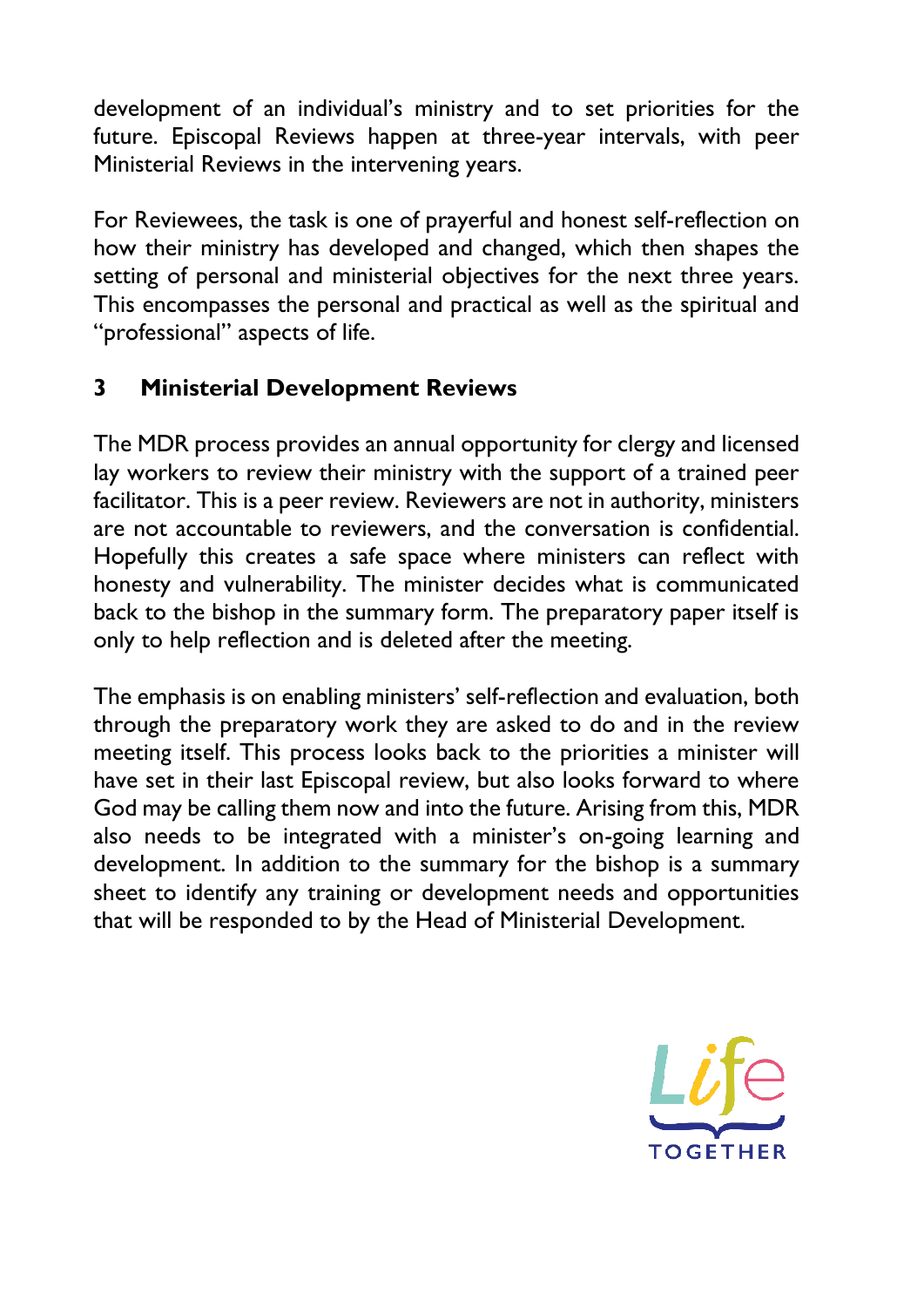development of an individual's ministry and to set priorities for the future. Episcopal Reviews happen at three-year intervals, with peer Ministerial Reviews in the intervening years.

For Reviewees, the task is one of prayerful and honest self-reflection on how their ministry has developed and changed, which then shapes the setting of personal and ministerial objectives for the next three years. This encompasses the personal and practical as well as the spiritual and "professional" aspects of life.

## 3 Ministerial Development Reviews

The MDR process provides an annual opportunity for clergy and licensed lay workers to review their ministry with the support of a trained peer facilitator. This is a peer review. Reviewers are not in authority, ministers are not accountable to reviewers, and the conversation is confidential. Hopefully this creates a safe space where ministers can reflect with honesty and vulnerability. The minister decides what is communicated back to the bishop in the summary form. The preparatory paper itself is only to help reflection and is deleted after the meeting.

The emphasis is on enabling ministers' self-reflection and evaluation, both through the preparatory work they are asked to do and in the review meeting itself. This process looks back to the priorities a minister will have set in their last Episcopal review, but also looks forward to where God may be calling them now and into the future. Arising from this, MDR also needs to be integrated with a minister's on-going learning and development. In addition to the summary for the bishop is a summary sheet to identify any training or development needs and opportunities that will be responded to by the Head of Ministerial Development.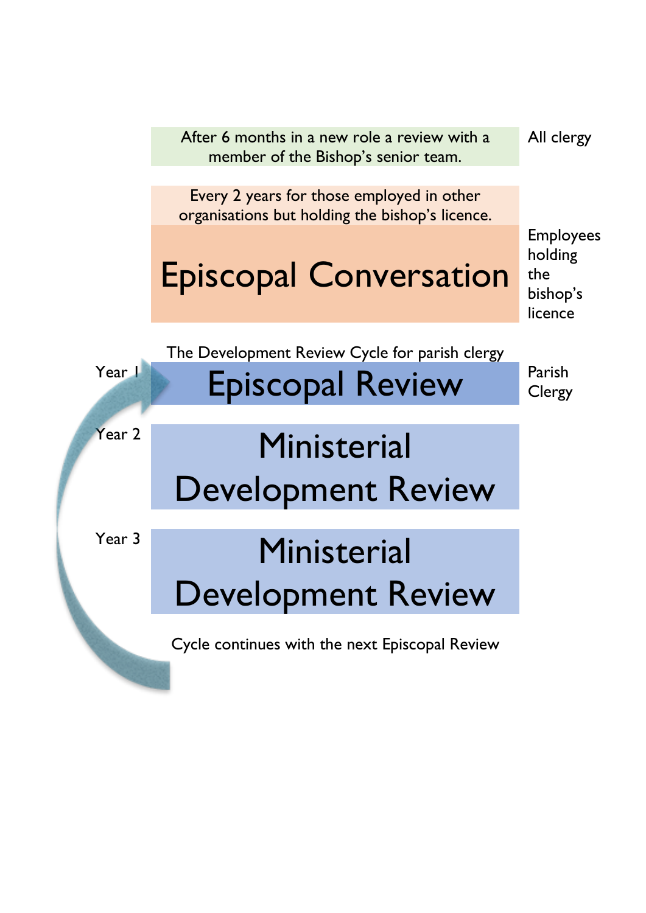| | | |
|---|---|---|
| | After 6 months in a new role a review with a member of the Bishop's senior team. | All clergy |
| | Every 2 years for those employed in other organisations but holding the bishop's licence.<br>**Episcopal Conversation** | Employees holding the bishop's licence |

The Development Review Cycle for parish clergy

| | | |
|---|---|---|
| Year 1 | **Episcopal Review** | Parish Clergy |
| Year 2 | **Ministerial Development Review** | |
| Year 3 | **Ministerial Development Review** | |

Cycle continues with the next Episcopal Review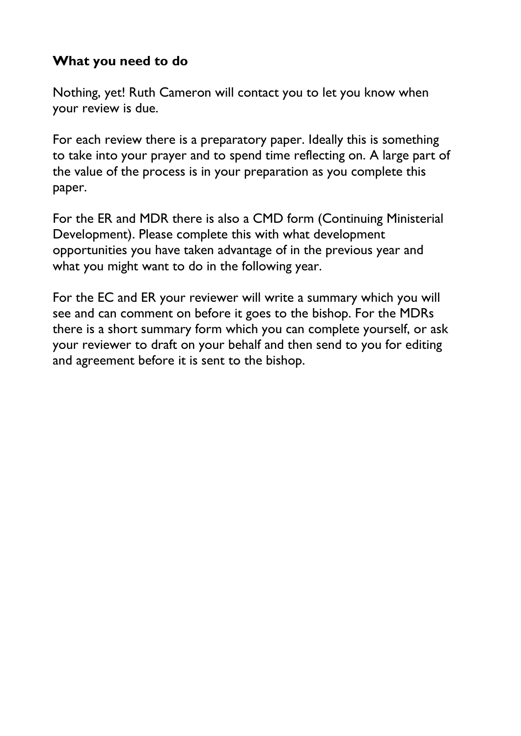**What you need to do**

Nothing, yet! Ruth Cameron will contact you to let you know when your review is due.

For each review there is a preparatory paper. Ideally this is something to take into your prayer and to spend time reflecting on. A large part of the value of the process is in your preparation as you complete this paper.

For the ER and MDR there is also a CMD form (Continuing Ministerial Development). Please complete this with what development opportunities you have taken advantage of in the previous year and what you might want to do in the following year.

For the EC and ER your reviewer will write a summary which you will see and can comment on before it goes to the bishop. For the MDRs there is a short summary form which you can complete yourself, or ask your reviewer to draft on your behalf and then send to you for editing and agreement before it is sent to the bishop.